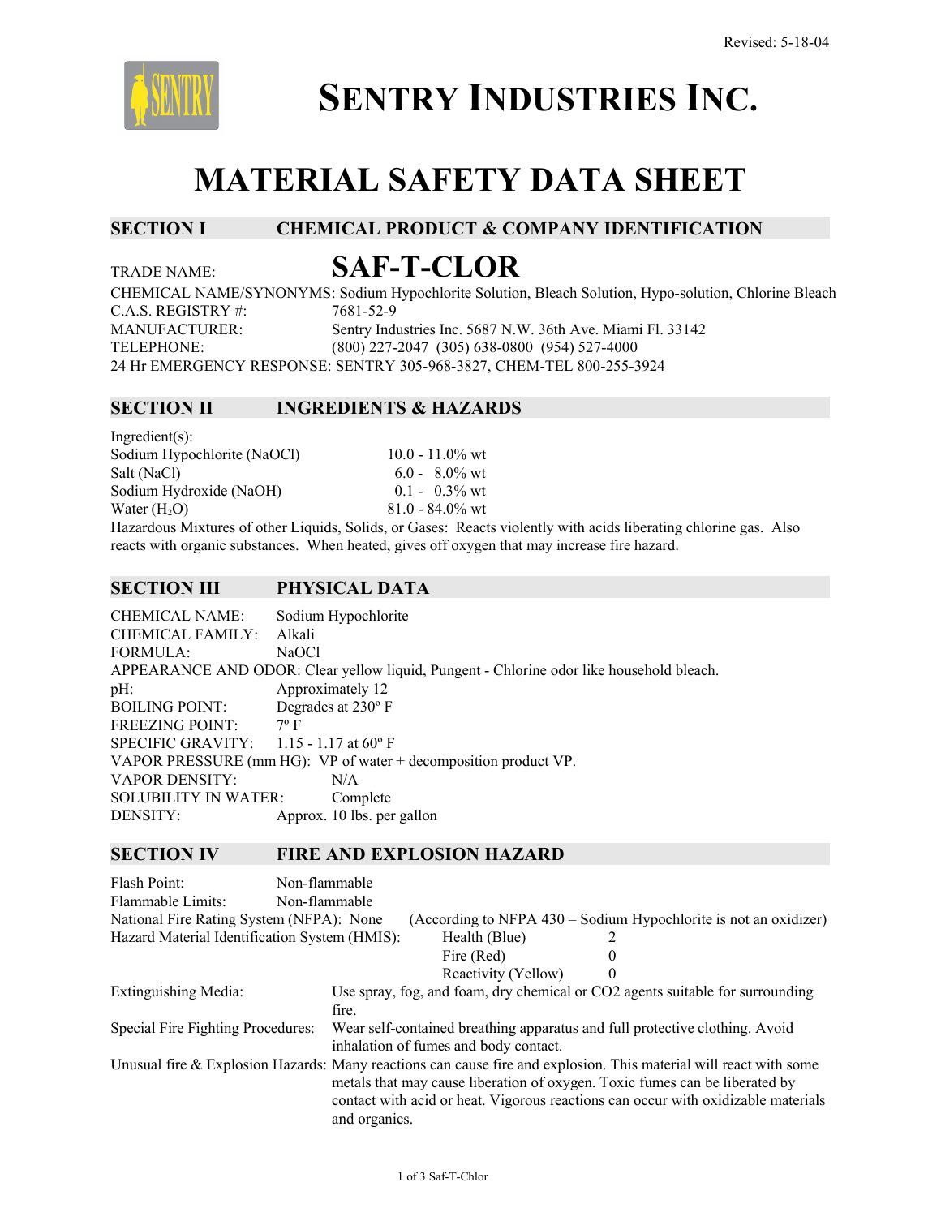Revised: 5-18-04

# SENTRY INDUSTRIES INC.

# MATERIAL SAFETY DATA SHEET

## SECTION I CHEMICAL PRODUCT & COMPANY IDENTIFICATION

TRADE NAME: **SAF-T-CLOR**

CHEMICAL NAME/SYNONYMS: Sodium Hypochlorite Solution, Bleach Solution, Hypo-solution, Chlorine Bleach
C.A.S. REGISTRY #: 7681-52-9
MANUFACTURER: Sentry Industries Inc. 5687 N.W. 36th Ave. Miami Fl. 33142
TELEPHONE: (800) 227-2047 (305) 638-0800 (954) 527-4000
24 Hr EMERGENCY RESPONSE: SENTRY 305-968-3827, CHEM-TEL 800-255-3924

## SECTION II INGREDIENTS & HAZARDS

Ingredient(s):

| Ingredient | Amount |
|---|---|
| Sodium Hypochlorite (NaOCl) | 10.0 - 11.0% wt |
| Salt (NaCl) | 6.0 - 8.0% wt |
| Sodium Hydroxide (NaOH) | 0.1 - 0.3% wt |
| Water ($H_2O$) | 81.0 - 84.0% wt |

Hazardous Mixtures of other Liquids, Solids, or Gases: Reacts violently with acids liberating chlorine gas. Also reacts with organic substances. When heated, gives off oxygen that may increase fire hazard.

## SECTION III PHYSICAL DATA

CHEMICAL NAME: Sodium Hypochlorite
CHEMICAL FAMILY: Alkali
FORMULA: NaOCl
APPEARANCE AND ODOR: Clear yellow liquid, Pungent - Chlorine odor like household bleach.
pH: Approximately 12
BOILING POINT: Degrades at 230º F
FREEZING POINT: 7º F
SPECIFIC GRAVITY: 1.15 - 1.17 at 60º F
VAPOR PRESSURE (mm HG): VP of water + decomposition product VP.
VAPOR DENSITY: N/A
SOLUBILITY IN WATER: Complete
DENSITY: Approx. 10 lbs. per gallon

## SECTION IV FIRE AND EXPLOSION HAZARD

Flash Point: Non-flammable
Flammable Limits: Non-flammable
National Fire Rating System (NFPA): None (According to NFPA 430 – Sodium Hypochlorite is not an oxidizer)
Hazard Material Identification System (HMIS):

| | |
|---|---|
| Health (Blue) | 2 |
| Fire (Red) | 0 |
| Reactivity (Yellow) | 0 |

Extinguishing Media: Use spray, fog, and foam, dry chemical or CO2 agents suitable for surrounding fire.

Special Fire Fighting Procedures: Wear self-contained breathing apparatus and full protective clothing. Avoid inhalation of fumes and body contact.

Unusual fire & Explosion Hazards: Many reactions can cause fire and explosion. This material will react with some metals that may cause liberation of oxygen. Toxic fumes can be liberated by contact with acid or heat. Vigorous reactions can occur with oxidizable materials and organics.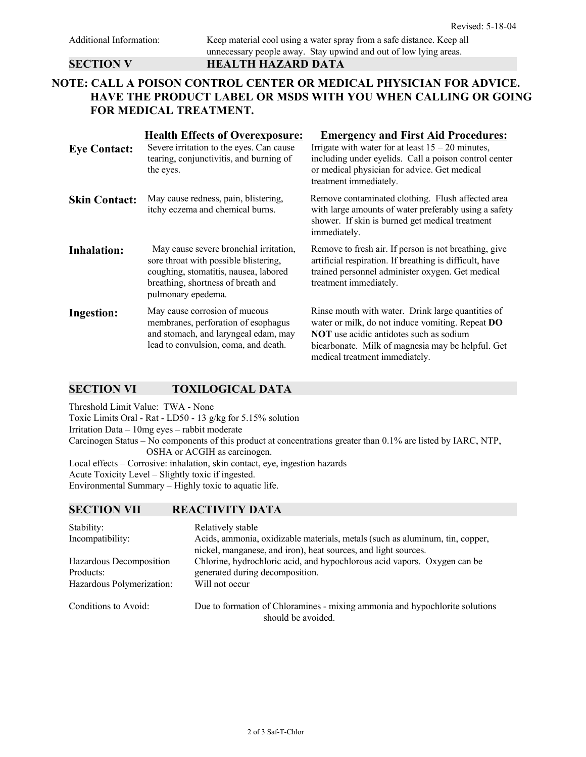Revised: 5-18-04

| Additional Information: | Keep material cool using a water spray from a safe distance. Keep all unnecessary people away. Stay upwind and out of low lying areas. |
|---|---|

## SECTION V HEALTH HAZARD DATA

**NOTE: CALL A POISON CONTROL CENTER OR MEDICAL PHYSICIAN FOR ADVICE. HAVE THE PRODUCT LABEL OR MSDS WITH YOU WHEN CALLING OR GOING FOR MEDICAL TREATMENT.**

| | Health Effects of Overexposure: | Emergency and First Aid Procedures: |
|---|---|---|
| **Eye Contact:** | Severe irritation to the eyes. Can cause tearing, conjunctivitis, and burning of the eyes. | Irrigate with water for at least 15 – 20 minutes, including under eyelids. Call a poison control center or medical physician for advice. Get medical treatment immediately. |
| **Skin Contact:** | May cause redness, pain, blistering, itchy eczema and chemical burns. | Remove contaminated clothing. Flush affected area with large amounts of water preferably using a safety shower. If skin is burned get medical treatment immediately. |
| **Inhalation:** | May cause severe bronchial irritation, sore throat with possible blistering, coughing, stomatitis, nausea, labored breathing, shortness of breath and pulmonary epedema. | Remove to fresh air. If person is not breathing, give artificial respiration. If breathing is difficult, have trained personnel administer oxygen. Get medical treatment immediately. |
| **Ingestion:** | May cause corrosion of mucous membranes, perforation of esophagus and stomach, and laryngeal edam, may lead to convulsion, coma, and death. | Rinse mouth with water. Drink large quantities of water or milk, do not induce vomiting. Repeat **DO NOT** use acidic antidotes such as sodium bicarbonate. Milk of magnesia may be helpful. Get medical treatment immediately. |

## SECTION VI TOXILOGICAL DATA

Threshold Limit Value: TWA - None
Toxic Limits Oral - Rat - LD50 - 13 g/kg for 5.15% solution
Irritation Data – 10mg eyes – rabbit moderate
Carcinogen Status – No components of this product at concentrations greater than 0.1% are listed by IARC, NTP, OSHA or ACGIH as carcinogen.
Local effects – Corrosive: inhalation, skin contact, eye, ingestion hazards
Acute Toxicity Level – Slightly toxic if ingested.
Environmental Summary – Highly toxic to aquatic life.

## SECTION VII REACTIVITY DATA

| | |
|---|---|
| Stability: | Relatively stable |
| Incompatibility: | Acids, ammonia, oxidizable materials, metals (such as aluminum, tin, copper, nickel, manganese, and iron), heat sources, and light sources. |
| Hazardous Decomposition Products: | Chlorine, hydrochloric acid, and hypochlorous acid vapors. Oxygen can be generated during decomposition. |
| Hazardous Polymerization: | Will not occur |
| Conditions to Avoid: | Due to formation of Chloramines - mixing ammonia and hypochlorite solutions should be avoided. |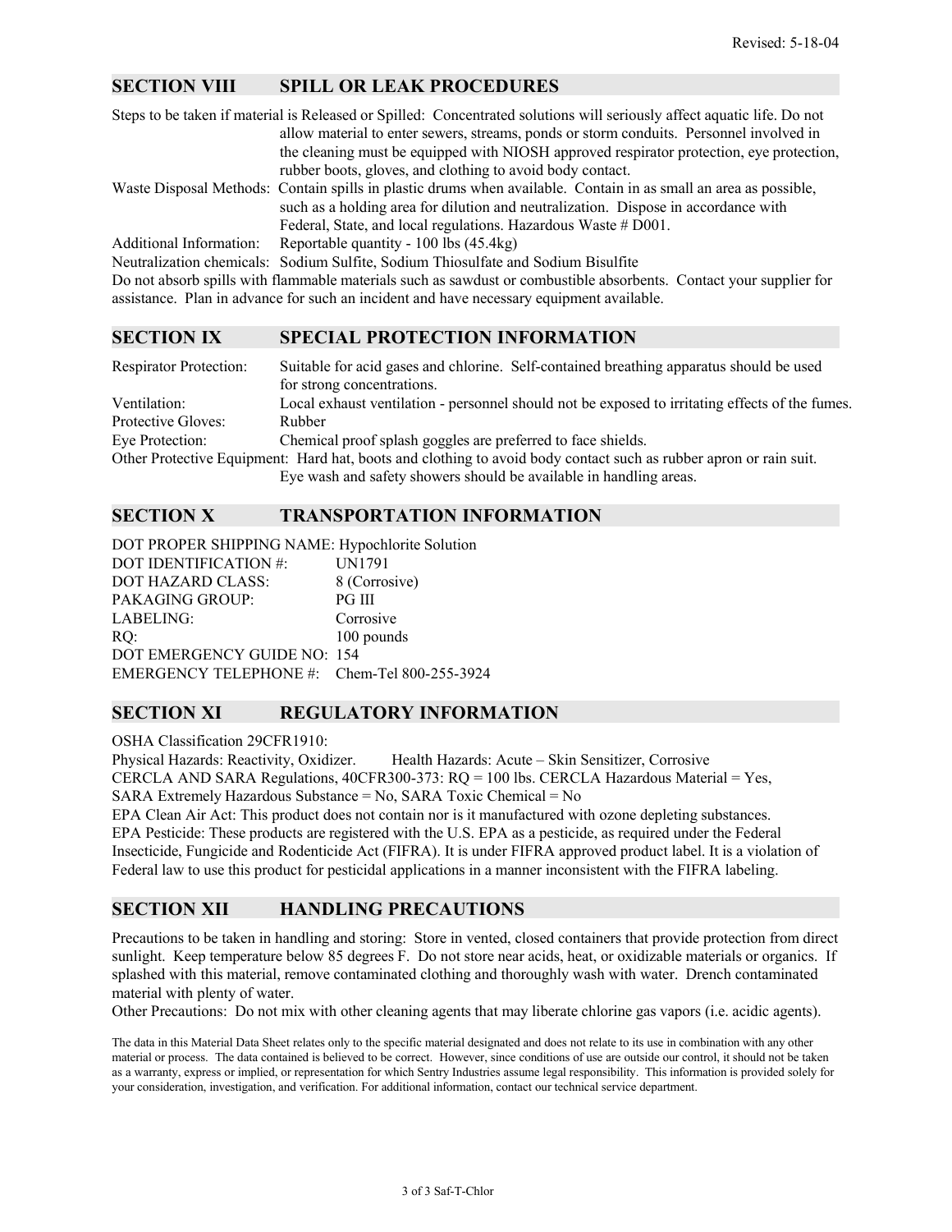## SECTION VIII SPILL OR LEAK PROCEDURES

Steps to be taken if material is Released or Spilled: Concentrated solutions will seriously affect aquatic life. Do not allow material to enter sewers, streams, ponds or storm conduits. Personnel involved in the cleaning must be equipped with NIOSH approved respirator protection, eye protection, rubber boots, gloves, and clothing to avoid body contact.

Waste Disposal Methods: Contain spills in plastic drums when available. Contain in as small an area as possible, such as a holding area for dilution and neutralization. Dispose in accordance with Federal, State, and local regulations. Hazardous Waste # D001.

Additional Information: Reportable quantity - 100 lbs (45.4kg)

Neutralization chemicals: Sodium Sulfite, Sodium Thiosulfate and Sodium Bisulfite

Do not absorb spills with flammable materials such as sawdust or combustible absorbents. Contact your supplier for assistance. Plan in advance for such an incident and have necessary equipment available.

## SECTION IX SPECIAL PROTECTION INFORMATION

Respirator Protection: Suitable for acid gases and chlorine. Self-contained breathing apparatus should be used for strong concentrations.

Ventilation: Local exhaust ventilation - personnel should not be exposed to irritating effects of the fumes.

Protective Gloves: Rubber

Eye Protection: Chemical proof splash goggles are preferred to face shields.

Other Protective Equipment: Hard hat, boots and clothing to avoid body contact such as rubber apron or rain suit. Eye wash and safety showers should be available in handling areas.

## SECTION X TRANSPORTATION INFORMATION

DOT PROPER SHIPPING NAME: Hypochlorite Solution
DOT IDENTIFICATION #: UN1791
DOT HAZARD CLASS: 8 (Corrosive)
PAKAGING GROUP: PG III
LABELING: Corrosive
RQ: 100 pounds
DOT EMERGENCY GUIDE NO: 154
EMERGENCY TELEPHONE #: Chem-Tel 800-255-3924

## SECTION XI REGULATORY INFORMATION

OSHA Classification 29CFR1910:
Physical Hazards: Reactivity, Oxidizer. Health Hazards: Acute – Skin Sensitizer, Corrosive
CERCLA AND SARA Regulations, 40CFR300-373: RQ = 100 lbs. CERCLA Hazardous Material = Yes, SARA Extremely Hazardous Substance = No, SARA Toxic Chemical = No
EPA Clean Air Act: This product does not contain nor is it manufactured with ozone depleting substances.
EPA Pesticide: These products are registered with the U.S. EPA as a pesticide, as required under the Federal Insecticide, Fungicide and Rodenticide Act (FIFRA). It is under FIFRA approved product label. It is a violation of Federal law to use this product for pesticidal applications in a manner inconsistent with the FIFRA labeling.

## SECTION XII HANDLING PRECAUTIONS

Precautions to be taken in handling and storing: Store in vented, closed containers that provide protection from direct sunlight. Keep temperature below 85 degrees F. Do not store near acids, heat, or oxidizable materials or organics. If splashed with this material, remove contaminated clothing and thoroughly wash with water. Drench contaminated material with plenty of water.

Other Precautions: Do not mix with other cleaning agents that may liberate chlorine gas vapors (i.e. acidic agents).

The data in this Material Data Sheet relates only to the specific material designated and does not relate to its use in combination with any other material or process. The data contained is believed to be correct. However, since conditions of use are outside our control, it should not be taken as a warranty, express or implied, or representation for which Sentry Industries assume legal responsibility. This information is provided solely for your consideration, investigation, and verification. For additional information, contact our technical service department.